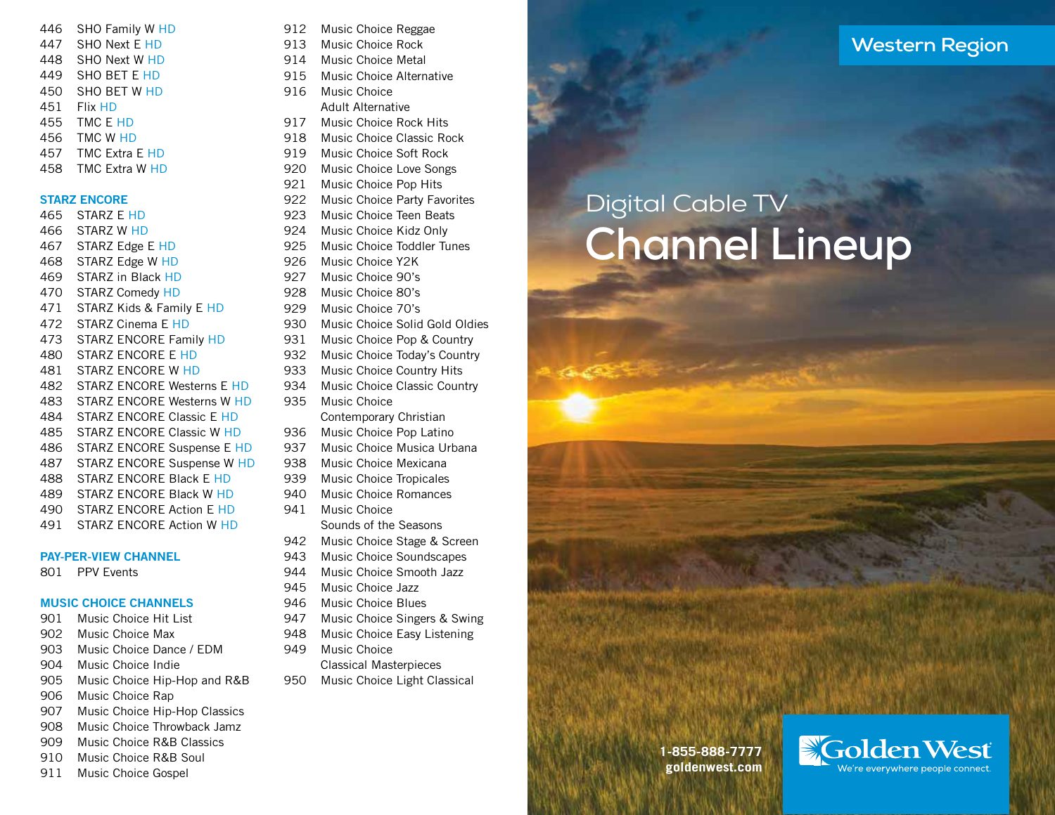446 SHO Family W HD
447 SHO Next E HD
448 SHO Next W HD
449 SHO BET E HD
450 SHO BET W HD
451 Flix HD
455 TMC E HD
456 TMC W HD
457 TMC Extra E HD
458 TMC Extra W HD

## STARZ ENCORE

465 STARZ E HD
466 STARZ W HD
467 STARZ Edge E HD
468 STARZ Edge W HD
469 STARZ in Black HD
470 STARZ Comedy HD
471 STARZ Kids & Family E HD
472 STARZ Cinema E HD
473 STARZ ENCORE Family HD
480 STARZ ENCORE E HD
481 STARZ ENCORE W HD
482 STARZ ENCORE Westerns E HD
483 STARZ ENCORE Westerns W HD
484 STARZ ENCORE Classic E HD
485 STARZ ENCORE Classic W HD
486 STARZ ENCORE Suspense E HD
487 STARZ ENCORE Suspense W HD
488 STARZ ENCORE Black E HD
489 STARZ ENCORE Black W HD
490 STARZ ENCORE Action E HD
491 STARZ ENCORE Action W HD

## PAY-PER-VIEW CHANNEL

801 PPV Events

## MUSIC CHOICE CHANNELS

901 Music Choice Hit List
902 Music Choice Max
903 Music Choice Dance / EDM
904 Music Choice Indie
905 Music Choice Hip-Hop and R&B
906 Music Choice Rap
907 Music Choice Hip-Hop Classics
908 Music Choice Throwback Jamz
909 Music Choice R&B Classics
910 Music Choice R&B Soul
911 Music Choice Gospel
912 Music Choice Reggae
913 Music Choice Rock
914 Music Choice Metal
915 Music Choice Alternative
916 Music Choice Adult Alternative
917 Music Choice Rock Hits
918 Music Choice Classic Rock
919 Music Choice Soft Rock
920 Music Choice Love Songs
921 Music Choice Pop Hits
922 Music Choice Party Favorites
923 Music Choice Teen Beats
924 Music Choice Kidz Only
925 Music Choice Toddler Tunes
926 Music Choice Y2K
927 Music Choice 90's
928 Music Choice 80's
929 Music Choice 70's
930 Music Choice Solid Gold Oldies
931 Music Choice Pop & Country
932 Music Choice Today's Country
933 Music Choice Country Hits
934 Music Choice Classic Country
935 Music Choice Contemporary Christian
936 Music Choice Pop Latino
937 Music Choice Musica Urbana
938 Music Choice Mexicana
939 Music Choice Tropicales
940 Music Choice Romances
941 Music Choice Sounds of the Seasons
942 Music Choice Stage & Screen
943 Music Choice Soundscapes
944 Music Choice Smooth Jazz
945 Music Choice Jazz
946 Music Choice Blues
947 Music Choice Singers & Swing
948 Music Choice Easy Listening
949 Music Choice Classical Masterpieces
950 Music Choice Light Classical

Western Region

Digital Cable TV

# Channel Lineup

1-855-888-7777
goldenwest.com

Golden West
We're everywhere people connect.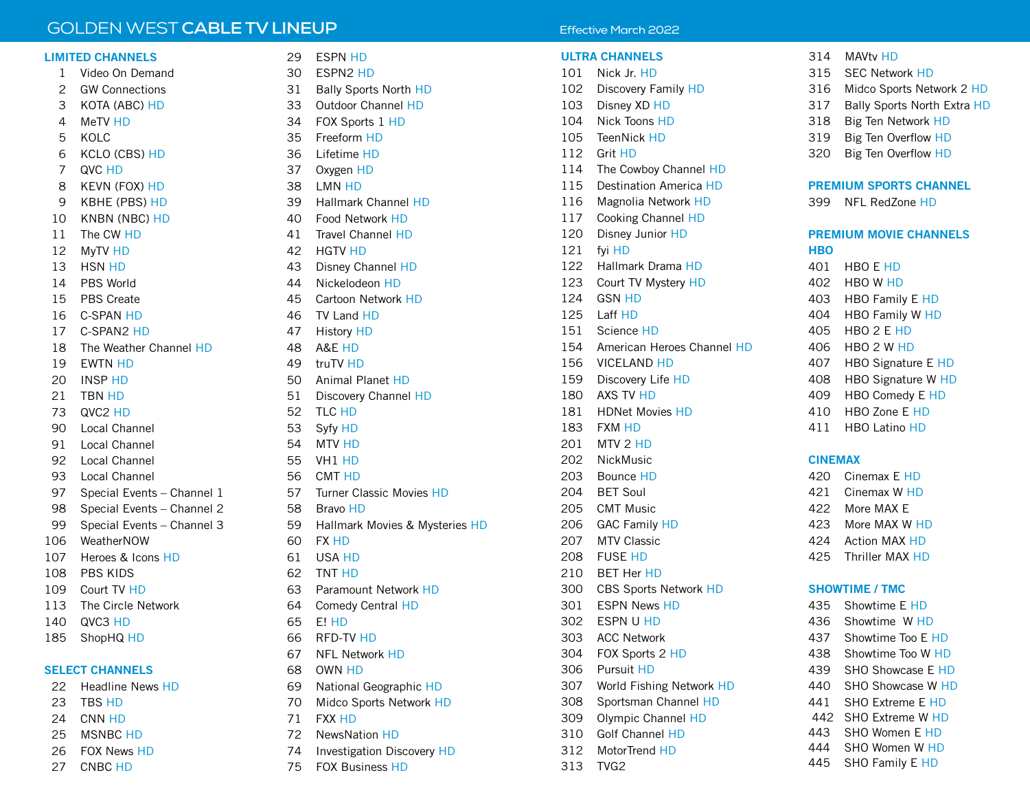# GOLDEN WEST CABLE TV LINEUP

Effective March 2022

## LIMITED CHANNELS

1 Video On Demand
2 GW Connections
3 KOTA (ABC) HD
4 MeTV HD
5 KOLC
6 KCLO (CBS) HD
7 QVC HD
8 KEVN (FOX) HD
9 KBHE (PBS) HD
10 KNBN (NBC) HD
11 The CW HD
12 MyTV HD
13 HSN HD
14 PBS World
15 PBS Create
16 C-SPAN HD
17 C-SPAN2 HD
18 The Weather Channel HD
19 EWTN HD
20 INSP HD
21 TBN HD
73 QVC2 HD
90 Local Channel
91 Local Channel
92 Local Channel
93 Local Channel
97 Special Events – Channel 1
98 Special Events – Channel 2
99 Special Events – Channel 3
106 WeatherNOW
107 Heroes & Icons HD
108 PBS KIDS
109 Court TV HD
113 The Circle Network
140 QVC3 HD
185 ShopHQ HD

## SELECT CHANNELS

22 Headline News HD
23 TBS HD
24 CNN HD
25 MSNBC HD
26 FOX News HD
27 CNBC HD
29 ESPN HD
30 ESPN2 HD
31 Bally Sports North HD
33 Outdoor Channel HD
34 FOX Sports 1 HD
35 Freeform HD
36 Lifetime HD
37 Oxygen HD
38 LMN HD
39 Hallmark Channel HD
40 Food Network HD
41 Travel Channel HD
42 HGTV HD
43 Disney Channel HD
44 Nickelodeon HD
45 Cartoon Network HD
46 TV Land HD
47 History HD
48 A&E HD
49 truTV HD
50 Animal Planet HD
51 Discovery Channel HD
52 TLC HD
53 Syfy HD
54 MTV HD
55 VH1 HD
56 CMT HD
57 Turner Classic Movies HD
58 Bravo HD
59 Hallmark Movies & Mysteries HD
60 FX HD
61 USA HD
62 TNT HD
63 Paramount Network HD
64 Comedy Central HD
65 E! HD
66 RFD-TV HD
67 NFL Network HD
68 OWN HD
69 National Geographic HD
70 Midco Sports Network HD
71 FXX HD
72 NewsNation HD
74 Investigation Discovery HD
75 FOX Business HD

## ULTRA CHANNELS

101 Nick Jr. HD
102 Discovery Family HD
103 Disney XD HD
104 Nick Toons HD
105 TeenNick HD
112 Grit HD
114 The Cowboy Channel HD
115 Destination America HD
116 Magnolia Network HD
117 Cooking Channel HD
120 Disney Junior HD
121 fyi HD
122 Hallmark Drama HD
123 Court TV Mystery HD
124 GSN HD
125 Laff HD
151 Science HD
154 American Heroes Channel HD
156 VICELAND HD
159 Discovery Life HD
180 AXS TV HD
181 HDNet Movies HD
183 FXM HD
201 MTV 2 HD
202 NickMusic
203 Bounce HD
204 BET Soul
205 CMT Music
206 GAC Family HD
207 MTV Classic
208 FUSE HD
210 BET Her HD
300 CBS Sports Network HD
301 ESPN News HD
302 ESPN U HD
303 ACC Network
304 FOX Sports 2 HD
306 Pursuit HD
307 World Fishing Network HD
308 Sportsman Channel HD
309 Olympic Channel HD
310 Golf Channel HD
312 MotorTrend HD
313 TVG2
314 MAVtv HD
315 SEC Network HD
316 Midco Sports Network 2 HD
317 Bally Sports North Extra HD
318 Big Ten Network HD
319 Big Ten Overflow HD
320 Big Ten Overflow HD

## PREMIUM SPORTS CHANNEL

399 NFL RedZone HD

## PREMIUM MOVIE CHANNELS

### HBO

401 HBO E HD
402 HBO W HD
403 HBO Family E HD
404 HBO Family W HD
405 HBO 2 E HD
406 HBO 2 W HD
407 HBO Signature E HD
408 HBO Signature W HD
409 HBO Comedy E HD
410 HBO Zone E HD
411 HBO Latino HD

### CINEMAX

420 Cinemax E HD
421 Cinemax W HD
422 More MAX E
423 More MAX W HD
424 Action MAX HD
425 Thriller MAX HD

### SHOWTIME / TMC

435 Showtime E HD
436 Showtime W HD
437 Showtime Too E HD
438 Showtime Too W HD
439 SHO Showcase E HD
440 SHO Showcase W HD
441 SHO Extreme E HD
442 SHO Extreme W HD
443 SHO Women E HD
444 SHO Women W HD
445 SHO Family E HD